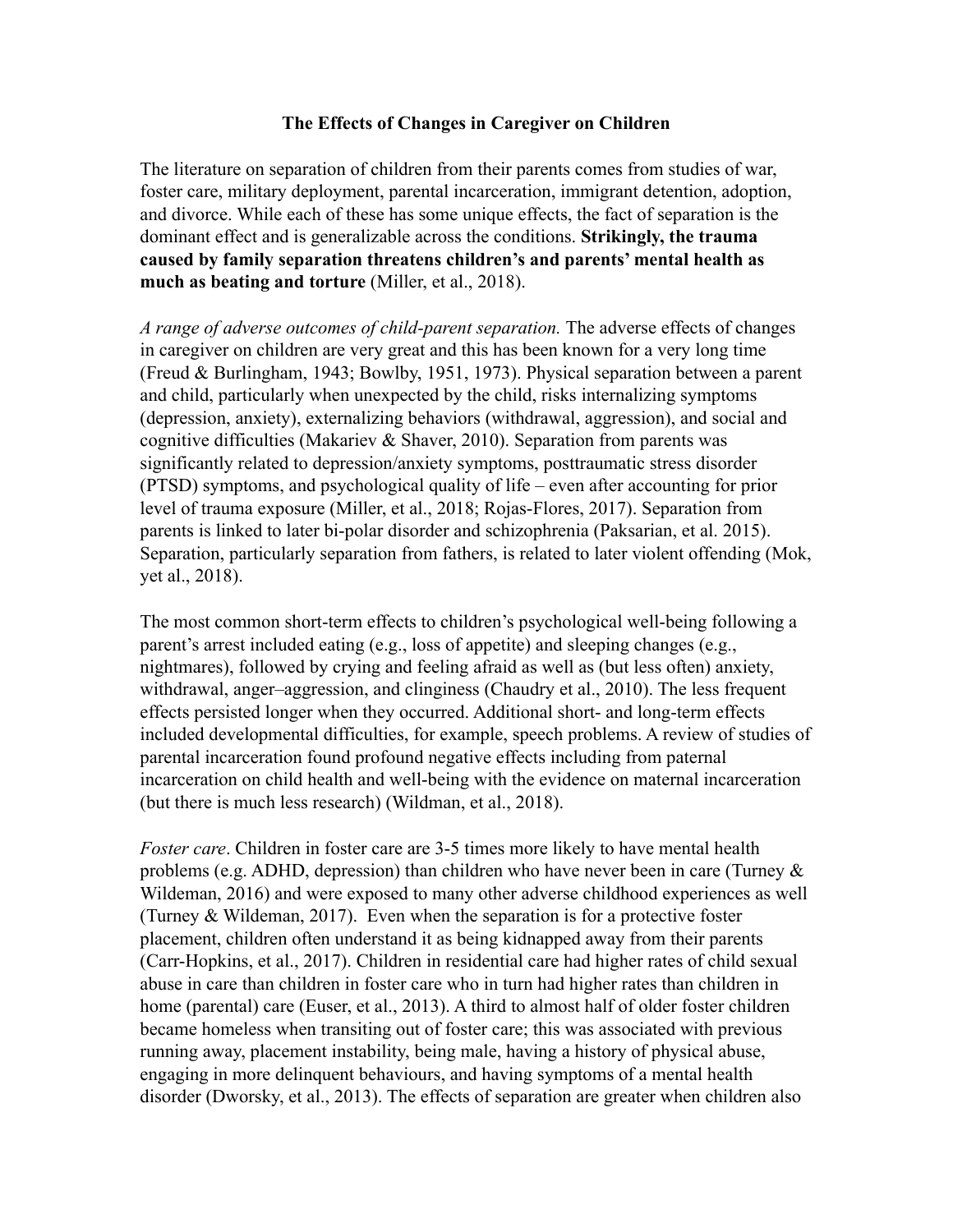# The Effects of Changes in Caregiver on Children

The literature on separation of children from their parents comes from studies of war, foster care, military deployment, parental incarceration, immigrant detention, adoption, and divorce. While each of these has some unique effects, the fact of separation is the dominant effect and is generalizable across the conditions. **Strikingly, the trauma caused by family separation threatens children's and parents' mental health as much as beating and torture** (Miller, et al., 2018).

*A range of adverse outcomes of child-parent separation.* The adverse effects of changes in caregiver on children are very great and this has been known for a very long time (Freud & Burlingham, 1943; Bowlby, 1951, 1973). Physical separation between a parent and child, particularly when unexpected by the child, risks internalizing symptoms (depression, anxiety), externalizing behaviors (withdrawal, aggression), and social and cognitive difficulties (Makariev & Shaver, 2010). Separation from parents was significantly related to depression/anxiety symptoms, posttraumatic stress disorder (PTSD) symptoms, and psychological quality of life – even after accounting for prior level of trauma exposure (Miller, et al., 2018; Rojas-Flores, 2017). Separation from parents is linked to later bi-polar disorder and schizophrenia (Paksarian, et al. 2015). Separation, particularly separation from fathers, is related to later violent offending (Mok, yet al., 2018).

The most common short-term effects to children's psychological well-being following a parent's arrest included eating (e.g., loss of appetite) and sleeping changes (e.g., nightmares), followed by crying and feeling afraid as well as (but less often) anxiety, withdrawal, anger–aggression, and clinginess (Chaudry et al., 2010). The less frequent effects persisted longer when they occurred. Additional short- and long-term effects included developmental difficulties, for example, speech problems. A review of studies of parental incarceration found profound negative effects including from paternal incarceration on child health and well-being with the evidence on maternal incarceration (but there is much less research) (Wildman, et al., 2018).

*Foster care*. Children in foster care are 3-5 times more likely to have mental health problems (e.g. ADHD, depression) than children who have never been in care (Turney & Wildeman, 2016) and were exposed to many other adverse childhood experiences as well (Turney & Wildeman, 2017). Even when the separation is for a protective foster placement, children often understand it as being kidnapped away from their parents (Carr-Hopkins, et al., 2017). Children in residential care had higher rates of child sexual abuse in care than children in foster care who in turn had higher rates than children in home (parental) care (Euser, et al., 2013). A third to almost half of older foster children became homeless when transiting out of foster care; this was associated with previous running away, placement instability, being male, having a history of physical abuse, engaging in more delinquent behaviours, and having symptoms of a mental health disorder (Dworsky, et al., 2013). The effects of separation are greater when children also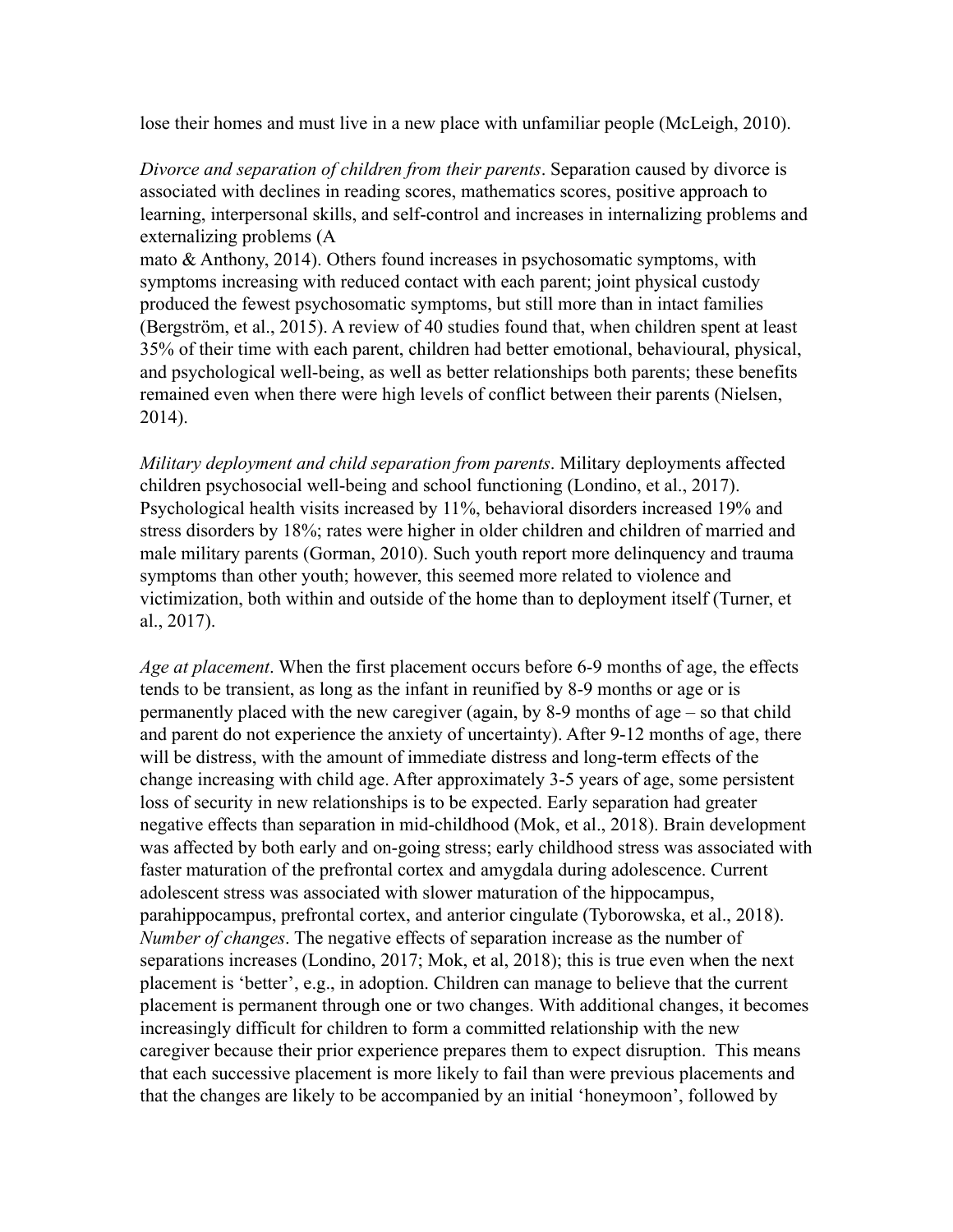lose their homes and must live in a new place with unfamiliar people (McLeigh, 2010).

*Divorce and separation of children from their parents*. Separation caused by divorce is associated with declines in reading scores, mathematics scores, positive approach to learning, interpersonal skills, and self-control and increases in internalizing problems and externalizing problems (Amato & Anthony, 2014). Others found increases in psychosomatic symptoms, with symptoms increasing with reduced contact with each parent; joint physical custody produced the fewest psychosomatic symptoms, but still more than in intact families (Bergström, et al., 2015). A review of 40 studies found that, when children spent at least 35% of their time with each parent, children had better emotional, behavioural, physical, and psychological well-being, as well as better relationships both parents; these benefits remained even when there were high levels of conflict between their parents (Nielsen, 2014).

*Military deployment and child separation from parents*. Military deployments affected children psychosocial well-being and school functioning (Londino, et al., 2017). Psychological health visits increased by 11%, behavioral disorders increased 19% and stress disorders by 18%; rates were higher in older children and children of married and male military parents (Gorman, 2010). Such youth report more delinquency and trauma symptoms than other youth; however, this seemed more related to violence and victimization, both within and outside of the home than to deployment itself (Turner, et al., 2017).

*Age at placement*. When the first placement occurs before 6-9 months of age, the effects tends to be transient, as long as the infant in reunified by 8-9 months or age or is permanently placed with the new caregiver (again, by 8-9 months of age – so that child and parent do not experience the anxiety of uncertainty). After 9-12 months of age, there will be distress, with the amount of immediate distress and long-term effects of the change increasing with child age. After approximately 3-5 years of age, some persistent loss of security in new relationships is to be expected. Early separation had greater negative effects than separation in mid-childhood (Mok, et al., 2018). Brain development was affected by both early and on-going stress; early childhood stress was associated with faster maturation of the prefrontal cortex and amygdala during adolescence. Current adolescent stress was associated with slower maturation of the hippocampus, parahippocampus, prefrontal cortex, and anterior cingulate (Tyborowska, et al., 2018).

*Number of changes*. The negative effects of separation increase as the number of separations increases (Londino, 2017; Mok, et al, 2018); this is true even when the next placement is 'better', e.g., in adoption. Children can manage to believe that the current placement is permanent through one or two changes. With additional changes, it becomes increasingly difficult for children to form a committed relationship with the new caregiver because their prior experience prepares them to expect disruption. This means that each successive placement is more likely to fail than were previous placements and that the changes are likely to be accompanied by an initial 'honeymoon', followed by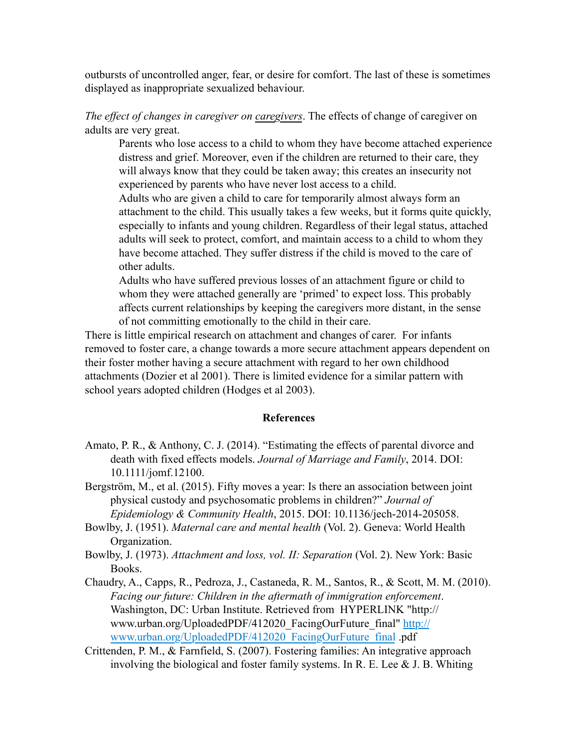outbursts of uncontrolled anger, fear, or desire for comfort. The last of these is sometimes displayed as inappropriate sexualized behaviour.

*The effect of changes in caregiver on caregivers*. The effects of change of caregiver on adults are very great.

> Parents who lose access to a child to whom they have become attached experience distress and grief. Moreover, even if the children are returned to their care, they will always know that they could be taken away; this creates an insecurity not experienced by parents who have never lost access to a child.
>
> Adults who are given a child to care for temporarily almost always form an attachment to the child. This usually takes a few weeks, but it forms quite quickly, especially to infants and young children. Regardless of their legal status, attached adults will seek to protect, comfort, and maintain access to a child to whom they have become attached. They suffer distress if the child is moved to the care of other adults.
>
> Adults who have suffered previous losses of an attachment figure or child to whom they were attached generally are 'primed' to expect loss. This probably affects current relationships by keeping the caregivers more distant, in the sense of not committing emotionally to the child in their care.

There is little empirical research on attachment and changes of carer. For infants removed to foster care, a change towards a more secure attachment appears dependent on their foster mother having a secure attachment with regard to her own childhood attachments (Dozier et al 2001). There is limited evidence for a similar pattern with school years adopted children (Hodges et al 2003).

## References

Amato, P. R., & Anthony, C. J. (2014). "Estimating the effects of parental divorce and death with fixed effects models. *Journal of Marriage and Family*, 2014. DOI: 10.1111/jomf.12100.

Bergström, M., et al. (2015). Fifty moves a year: Is there an association between joint physical custody and psychosomatic problems in children?" *Journal of Epidemiology & Community Health*, 2015. DOI: 10.1136/jech-2014-205058.

Bowlby, J. (1951). *Maternal care and mental health* (Vol. 2). Geneva: World Health Organization.

Bowlby, J. (1973). *Attachment and loss, vol. II: Separation* (Vol. 2). New York: Basic Books.

Chaudry, A., Capps, R., Pedroza, J., Castaneda, R. M., Santos, R., & Scott, M. M. (2010). *Facing our future: Children in the aftermath of immigration enforcement*. Washington, DC: Urban Institute. Retrieved from HYPERLINK "http://www.urban.org/UploadedPDF/412020_FacingOurFuture_final" http://www.urban.org/UploadedPDF/412020_FacingOurFuture_final .pdf

Crittenden, P. M., & Farnfield, S. (2007). Fostering families: An integrative approach involving the biological and foster family systems. In R. E. Lee & J. B. Whiting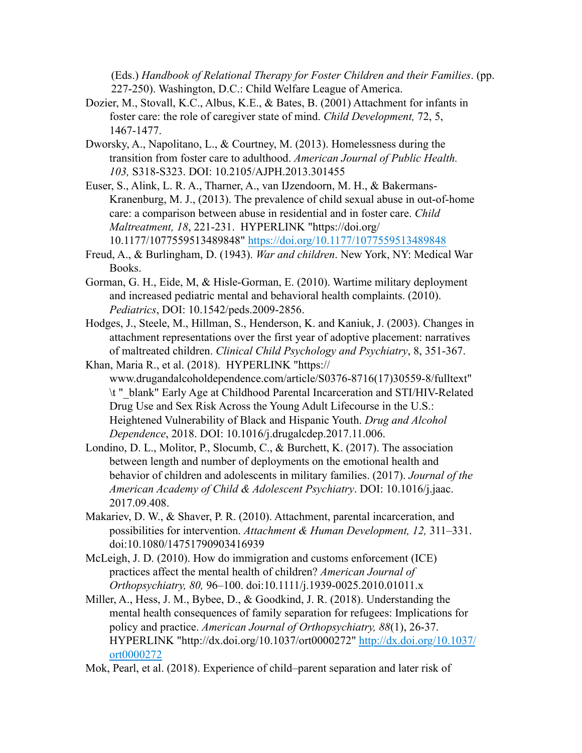(Eds.) *Handbook of Relational Therapy for Foster Children and their Families*. (pp. 227-250). Washington, D.C.: Child Welfare League of America.

Dozier, M., Stovall, K.C., Albus, K.E., & Bates, B. (2001) Attachment for infants in foster care: the role of caregiver state of mind. *Child Development,* 72, 5, 1467-1477.

Dworsky, A., Napolitano, L., & Courtney, M. (2013). Homelessness during the transition from foster care to adulthood. *American Journal of Public Health. 103,* S318-S323. DOI: 10.2105/AJPH.2013.301455

Euser, S., Alink, L. R. A., Tharner, A., van IJzendoorn, M. H., & Bakermans-Kranenburg, M. J., (2013). The prevalence of child sexual abuse in out-of-home care: a comparison between abuse in residential and in foster care. *Child Maltreatment, 18*, 221-231. HYPERLINK "https://doi.org/10.1177/1077559513489848" https://doi.org/10.1177/1077559513489848

Freud, A., & Burlingham, D. (1943). *War and children*. New York, NY: Medical War Books.

Gorman, G. H., Eide, M, & Hisle-Gorman, E. (2010). Wartime military deployment and increased pediatric mental and behavioral health complaints. (2010). *Pediatrics*, DOI: 10.1542/peds.2009-2856.

Hodges, J., Steele, M., Hillman, S., Henderson, K. and Kaniuk, J. (2003). Changes in attachment representations over the first year of adoptive placement: narratives of maltreated children. *Clinical Child Psychology and Psychiatry*, 8, 351-367.

Khan, Maria R., et al. (2018). HYPERLINK "https://www.drugandalcoholdependence.com/article/S0376-8716(17)30559-8/fulltext" \t "_blank" Early Age at Childhood Parental Incarceration and STI/HIV-Related Drug Use and Sex Risk Across the Young Adult Lifecourse in the U.S.: Heightened Vulnerability of Black and Hispanic Youth. *Drug and Alcohol Dependence*, 2018. DOI: 10.1016/j.drugalcdep.2017.11.006.

Londino, D. L., Molitor, P., Slocumb, C., & Burchett, K. (2017). The association between length and number of deployments on the emotional health and behavior of children and adolescents in military families. (2017). *Journal of the American Academy of Child & Adolescent Psychiatry*. DOI: 10.1016/j.jaac.2017.09.408.

Makariev, D. W., & Shaver, P. R. (2010). Attachment, parental incarceration, and possibilities for intervention. *Attachment & Human Development, 12,* 311–331. doi:10.1080/14751790903416939

McLeigh, J. D. (2010). How do immigration and customs enforcement (ICE) practices affect the mental health of children? *American Journal of Orthopsychiatry, 80,* 96–100. doi:10.1111/j.1939-0025.2010.01011.x

Miller, A., Hess, J. M., Bybee, D., & Goodkind, J. R. (2018). Understanding the mental health consequences of family separation for refugees: Implications for policy and practice. *American Journal of Orthopsychiatry, 88*(1), 26-37. HYPERLINK "http://dx.doi.org/10.1037/ort0000272" http://dx.doi.org/10.1037/ort0000272

Mok, Pearl, et al. (2018). Experience of child–parent separation and later risk of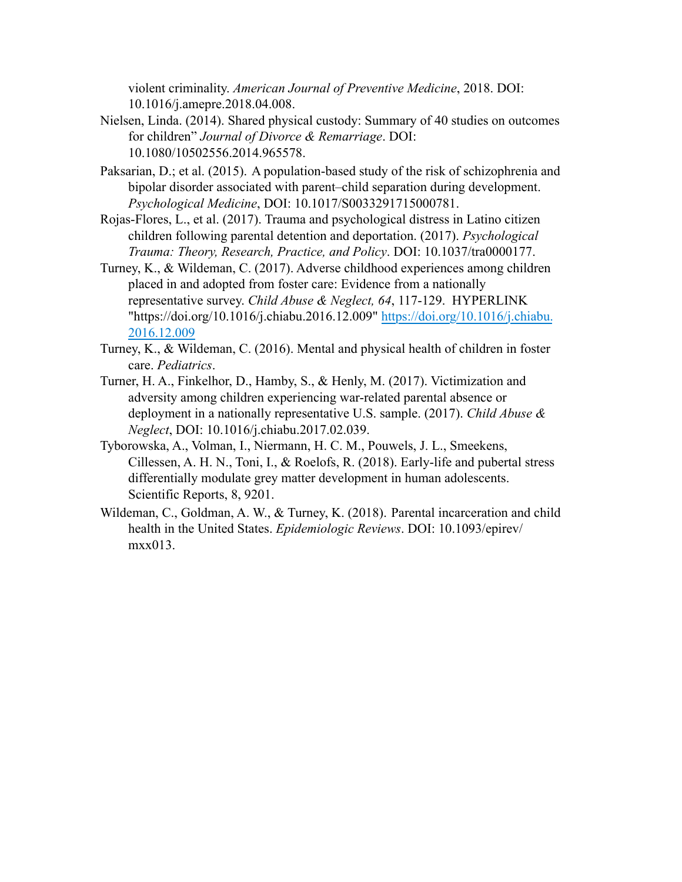violent criminality. *American Journal of Preventive Medicine*, 2018. DOI: 10.1016/j.amepre.2018.04.008.

Nielsen, Linda. (2014). Shared physical custody: Summary of 40 studies on outcomes for children" *Journal of Divorce & Remarriage*. DOI: 10.1080/10502556.2014.965578.

Paksarian, D.; et al. (2015). A population-based study of the risk of schizophrenia and bipolar disorder associated with parent–child separation during development. *Psychological Medicine*, DOI: 10.1017/S0033291715000781.

Rojas-Flores, L., et al. (2017). Trauma and psychological distress in Latino citizen children following parental detention and deportation. (2017). *Psychological Trauma: Theory, Research, Practice, and Policy*. DOI: 10.1037/tra0000177.

Turney, K., & Wildeman, C. (2017). Adverse childhood experiences among children placed in and adopted from foster care: Evidence from a nationally representative survey. *Child Abuse & Neglect, 64*, 117-129. HYPERLINK "https://doi.org/10.1016/j.chiabu.2016.12.009" [https://doi.org/10.1016/j.chiabu.2016.12.009](https://doi.org/10.1016/j.chiabu.2016.12.009)

Turney, K., & Wildeman, C. (2016). Mental and physical health of children in foster care. *Pediatrics*.

Turner, H. A., Finkelhor, D., Hamby, S., & Henly, M. (2017). Victimization and adversity among children experiencing war-related parental absence or deployment in a nationally representative U.S. sample. (2017). *Child Abuse & Neglect*, DOI: 10.1016/j.chiabu.2017.02.039.

Tyborowska, A., Volman, I., Niermann, H. C. M., Pouwels, J. L., Smeekens, Cillessen, A. H. N., Toni, I., & Roelofs, R. (2018). Early-life and pubertal stress differentially modulate grey matter development in human adolescents. Scientific Reports, 8, 9201.

Wildeman, C., Goldman, A. W., & Turney, K. (2018). Parental incarceration and child health in the United States. *Epidemiologic Reviews*. DOI: 10.1093/epirev/mxx013.